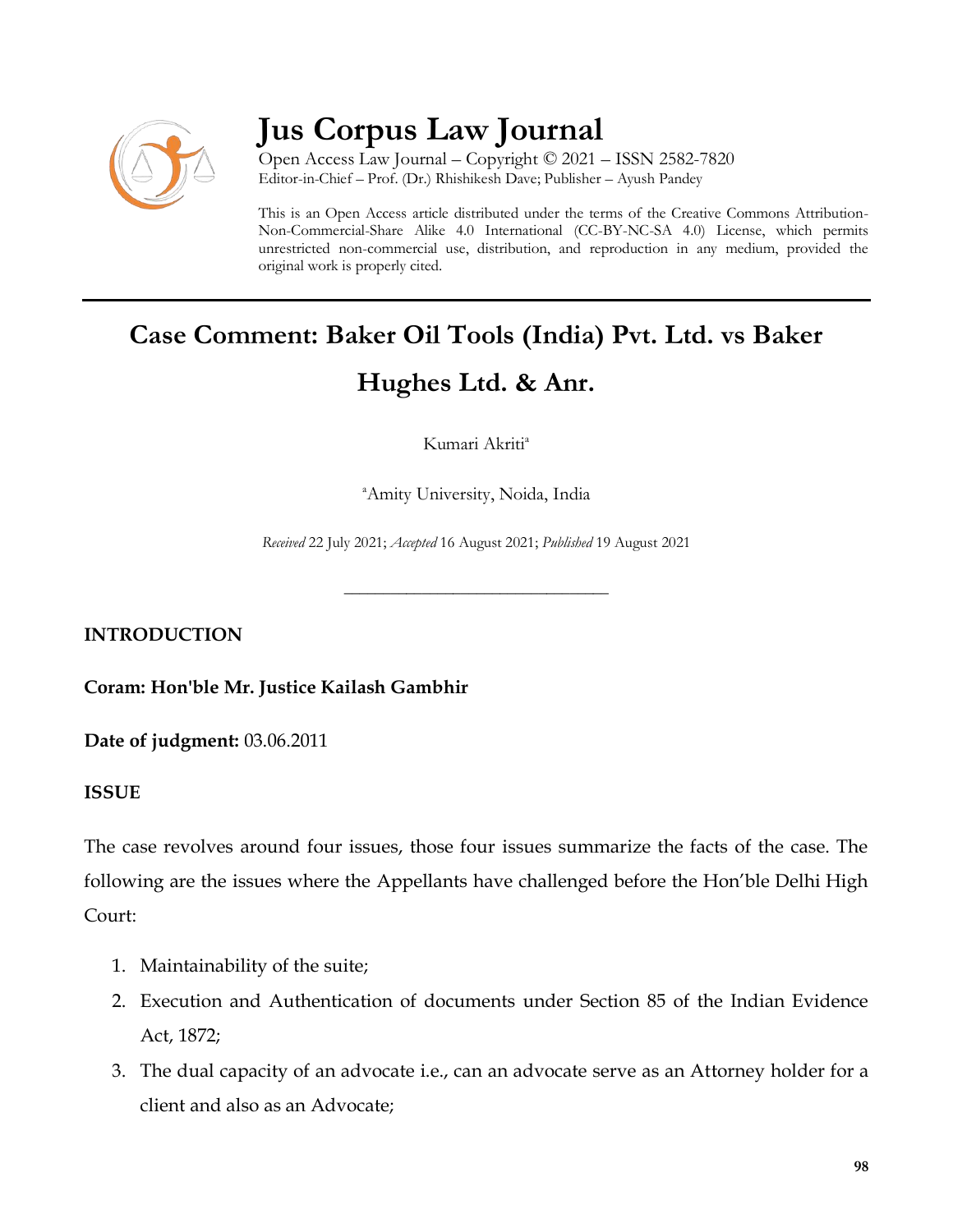# Jus Corpus Law Journal

Open Access Law Journal – Copyright © 2021 – ISSN 2582-7820
Editor-in-Chief – Prof. (Dr.) Rhishikesh Dave; Publisher – Ayush Pandey

This is an Open Access article distributed under the terms of the Creative Commons Attribution-Non-Commercial-Share Alike 4.0 International (CC-BY-NC-SA 4.0) License, which permits unrestricted non-commercial use, distribution, and reproduction in any medium, provided the original work is properly cited.

## Case Comment: Baker Oil Tools (India) Pvt. Ltd. vs Baker Hughes Ltd. & Anr.

Kumari Akriti[a]

[a]Amity University, Noida, India

*Received* 22 July 2021; *Accepted* 16 August 2021; *Published* 19 August 2021

---

### INTRODUCTION

**Coram: Hon'ble Mr. Justice Kailash Gambhir**

**Date of judgment:** 03.06.2011

### ISSUE

The case revolves around four issues, those four issues summarize the facts of the case. The following are the issues where the Appellants have challenged before the Hon'ble Delhi High Court:

1. Maintainability of the suite;
2. Execution and Authentication of documents under Section 85 of the Indian Evidence Act, 1872;
3. The dual capacity of an advocate i.e., can an advocate serve as an Attorney holder for a client and also as an Advocate;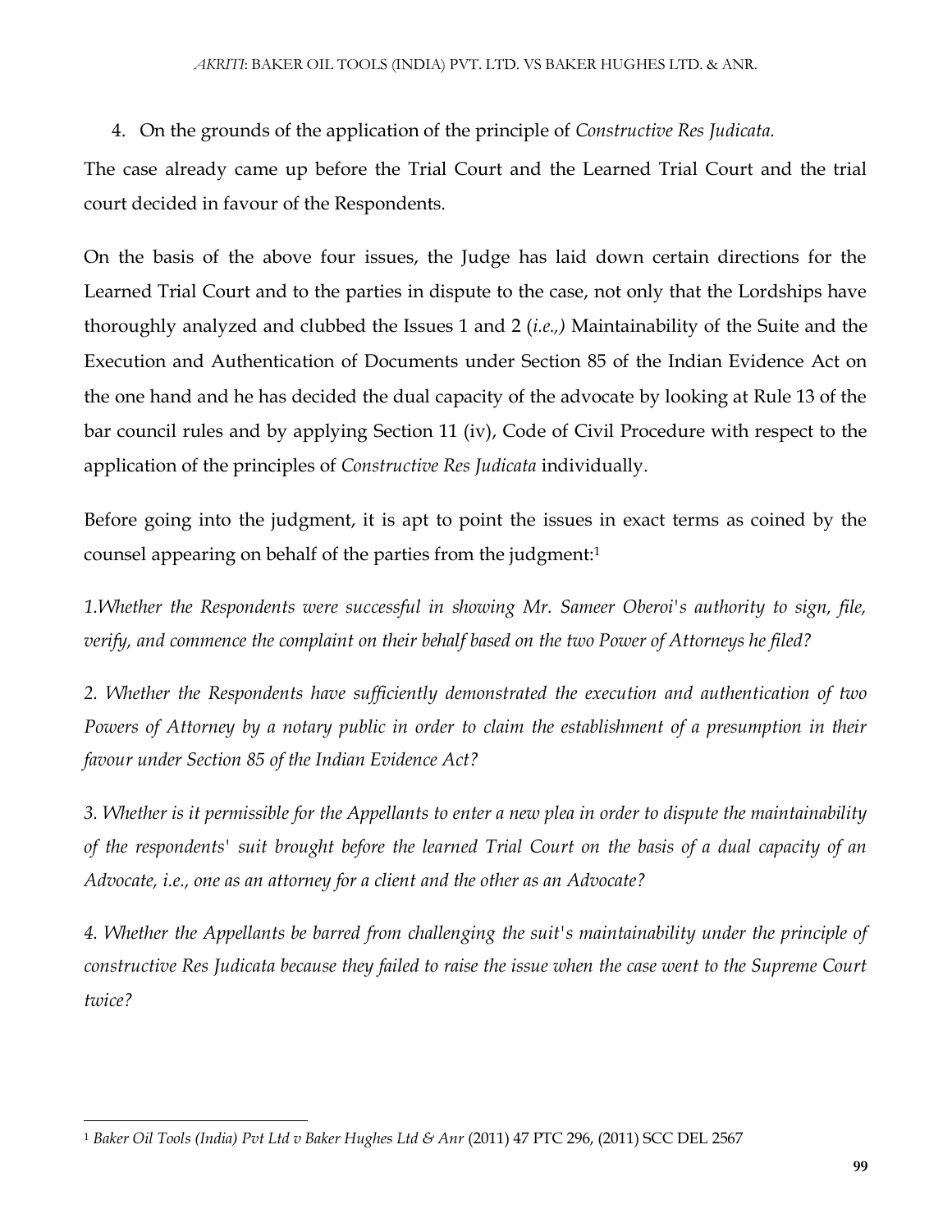4. On the grounds of the application of the principle of *Constructive Res Judicata.*

The case already came up before the Trial Court and the Learned Trial Court and the trial court decided in favour of the Respondents.

On the basis of the above four issues, the Judge has laid down certain directions for the Learned Trial Court and to the parties in dispute to the case, not only that the Lordships have thoroughly analyzed and clubbed the Issues 1 and 2 (*i.e.,)* Maintainability of the Suite and the Execution and Authentication of Documents under Section 85 of the Indian Evidence Act on the one hand and he has decided the dual capacity of the advocate by looking at Rule 13 of the bar council rules and by applying Section 11 (iv), Code of Civil Procedure with respect to the application of the principles of *Constructive Res Judicata* individually.

Before going into the judgment, it is apt to point the issues in exact terms as coined by the counsel appearing on behalf of the parties from the judgment:[1]

*1.Whether the Respondents were successful in showing Mr. Sameer Oberoi's authority to sign, file, verify, and commence the complaint on their behalf based on the two Power of Attorneys he filed?*

*2. Whether the Respondents have sufficiently demonstrated the execution and authentication of two Powers of Attorney by a notary public in order to claim the establishment of a presumption in their favour under Section 85 of the Indian Evidence Act?*

*3. Whether is it permissible for the Appellants to enter a new plea in order to dispute the maintainability of the respondents' suit brought before the learned Trial Court on the basis of a dual capacity of an Advocate, i.e., one as an attorney for a client and the other as an Advocate?*

*4. Whether the Appellants be barred from challenging the suit's maintainability under the principle of constructive Res Judicata because they failed to raise the issue when the case went to the Supreme Court twice?*

---

[1] *Baker Oil Tools (India) Pvt Ltd v Baker Hughes Ltd & Anr* (2011) 47 PTC 296, (2011) SCC DEL 2567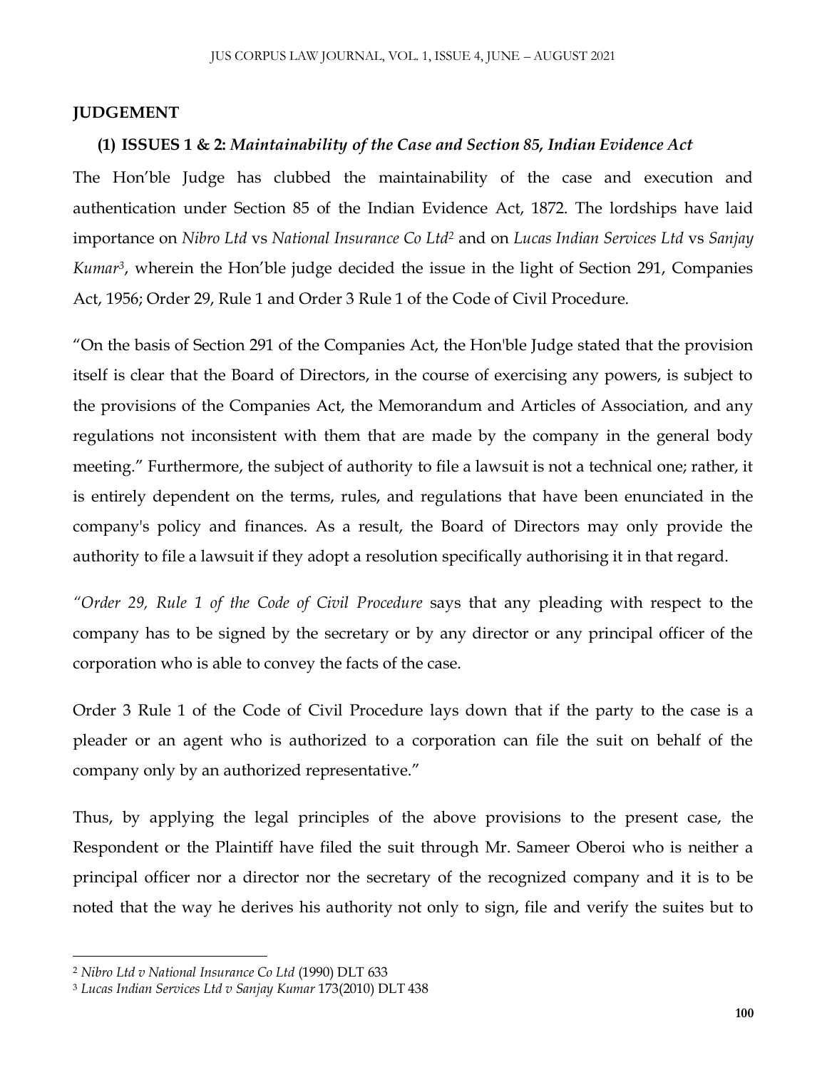## JUDGEMENT

**(1) ISSUES 1 & 2:** ***Maintainability of the Case and Section 85, Indian Evidence Act***

The Hon'ble Judge has clubbed the maintainability of the case and execution and authentication under Section 85 of the Indian Evidence Act, 1872. The lordships have laid importance on *Nibro Ltd* vs *National Insurance Co Ltd*[2] and on *Lucas Indian Services Ltd* vs *Sanjay Kumar*[3], wherein the Hon'ble judge decided the issue in the light of Section 291, Companies Act, 1956; Order 29, Rule 1 and Order 3 Rule 1 of the Code of Civil Procedure.

"On the basis of Section 291 of the Companies Act, the Hon'ble Judge stated that the provision itself is clear that the Board of Directors, in the course of exercising any powers, is subject to the provisions of the Companies Act, the Memorandum and Articles of Association, and any regulations not inconsistent with them that are made by the company in the general body meeting." Furthermore, the subject of authority to file a lawsuit is not a technical one; rather, it is entirely dependent on the terms, rules, and regulations that have been enunciated in the company's policy and finances. As a result, the Board of Directors may only provide the authority to file a lawsuit if they adopt a resolution specifically authorising it in that regard.

*"Order 29, Rule 1 of the Code of Civil Procedure* says that any pleading with respect to the company has to be signed by the secretary or by any director or any principal officer of the corporation who is able to convey the facts of the case.

Order 3 Rule 1 of the Code of Civil Procedure lays down that if the party to the case is a pleader or an agent who is authorized to a corporation can file the suit on behalf of the company only by an authorized representative."

Thus, by applying the legal principles of the above provisions to the present case, the Respondent or the Plaintiff have filed the suit through Mr. Sameer Oberoi who is neither a principal officer nor a director nor the secretary of the recognized company and it is to be noted that the way he derives his authority not only to sign, file and verify the suites but to

---

[2] *Nibro Ltd v National Insurance Co Ltd* (1990) DLT 633

[3] *Lucas Indian Services Ltd v Sanjay Kumar* 173(2010) DLT 438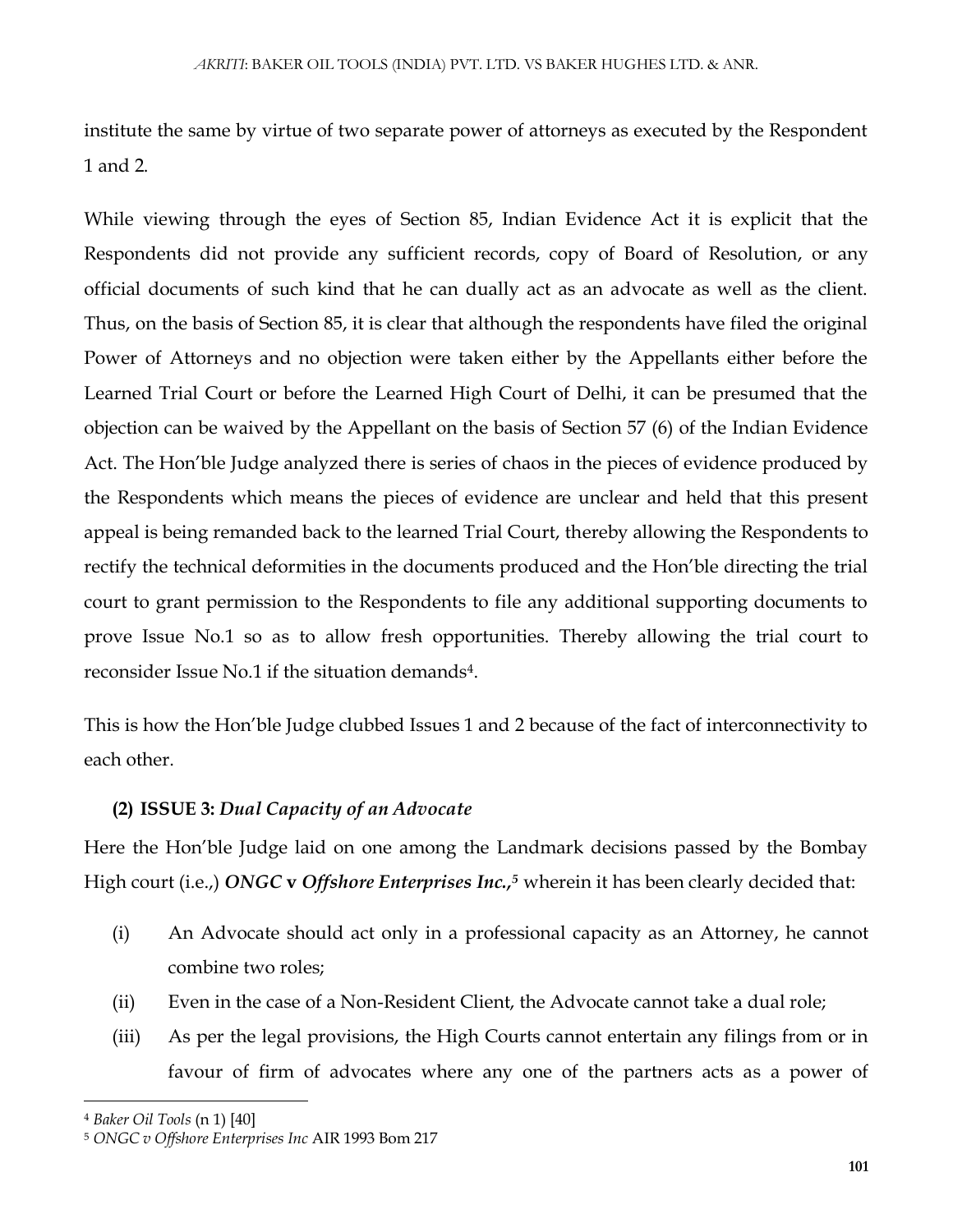institute the same by virtue of two separate power of attorneys as executed by the Respondent 1 and 2.

While viewing through the eyes of Section 85, Indian Evidence Act it is explicit that the Respondents did not provide any sufficient records, copy of Board of Resolution, or any official documents of such kind that he can dually act as an advocate as well as the client. Thus, on the basis of Section 85, it is clear that although the respondents have filed the original Power of Attorneys and no objection were taken either by the Appellants either before the Learned Trial Court or before the Learned High Court of Delhi, it can be presumed that the objection can be waived by the Appellant on the basis of Section 57 (6) of the Indian Evidence Act. The Hon'ble Judge analyzed there is series of chaos in the pieces of evidence produced by the Respondents which means the pieces of evidence are unclear and held that this present appeal is being remanded back to the learned Trial Court, thereby allowing the Respondents to rectify the technical deformities in the documents produced and the Hon'ble directing the trial court to grant permission to the Respondents to file any additional supporting documents to prove Issue No.1 so as to allow fresh opportunities. Thereby allowing the trial court to reconsider Issue No.1 if the situation demands[4].

This is how the Hon'ble Judge clubbed Issues 1 and 2 because of the fact of interconnectivity to each other.

### (2) ISSUE 3: *Dual Capacity of an Advocate*

Here the Hon'ble Judge laid on one among the Landmark decisions passed by the Bombay High court (i.e.,) ***ONGC* v *Offshore Enterprises Inc.*,**[5] wherein it has been clearly decided that:

(i) An Advocate should act only in a professional capacity as an Attorney, he cannot combine two roles;

(ii) Even in the case of a Non-Resident Client, the Advocate cannot take a dual role;

(iii) As per the legal provisions, the High Courts cannot entertain any filings from or in favour of firm of advocates where any one of the partners acts as a power of

---

[4] *Baker Oil Tools* (n 1) [40]

[5] *ONGC v Offshore Enterprises Inc* AIR 1993 Bom 217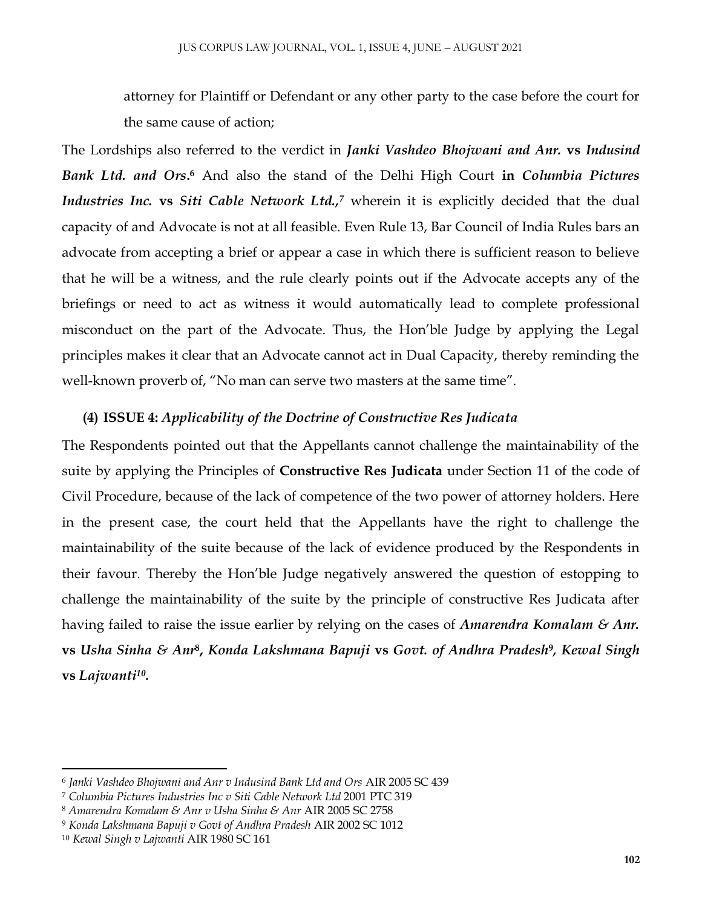attorney for Plaintiff or Defendant or any other party to the case before the court for the same cause of action;

The Lordships also referred to the verdict in ***Janki Vashdeo Bhojwani and Anr.* vs *Indusind Bank Ltd. and Ors*.**[6] And also the stand of the Delhi High Court **in *Columbia Pictures Industries Inc.* vs *Siti Cable Network Ltd.*,**[7] wherein it is explicitly decided that the dual capacity of and Advocate is not at all feasible. Even Rule 13, Bar Council of India Rules bars an advocate from accepting a brief or appear a case in which there is sufficient reason to believe that he will be a witness, and the rule clearly points out if the Advocate accepts any of the briefings or need to act as witness it would automatically lead to complete professional misconduct on the part of the Advocate. Thus, the Hon'ble Judge by applying the Legal principles makes it clear that an Advocate cannot act in Dual Capacity, thereby reminding the well-known proverb of, "No man can serve two masters at the same time".

**(4) ISSUE 4:** ***Applicability of the Doctrine of Constructive Res Judicata***

The Respondents pointed out that the Appellants cannot challenge the maintainability of the suite by applying the Principles of **Constructive Res Judicata** under Section 11 of the code of Civil Procedure, because of the lack of competence of the two power of attorney holders. Here in the present case, the court held that the Appellants have the right to challenge the maintainability of the suite because of the lack of evidence produced by the Respondents in their favour. Thereby the Hon'ble Judge negatively answered the question of estopping to challenge the maintainability of the suite by the principle of constructive Res Judicata after having failed to raise the issue earlier by relying on the cases of ***Amarendra Komalam & Anr.* vs *Usha Sinha & Anr*[8], *Konda Lakshmana Bapuji* vs *Govt. of Andhra Pradesh*[9], *Kewal Singh* vs *Lajwanti*[10].**

---

[6] *Janki Vashdeo Bhojwani and Anr v Indusind Bank Ltd and Ors* AIR 2005 SC 439

[7] *Columbia Pictures Industries Inc v Siti Cable Network Ltd* 2001 PTC 319

[8] *Amarendra Komalam & Anr v Usha Sinha & Anr* AIR 2005 SC 2758

[9] *Konda Lakshmana Bapuji v Govt of Andhra Pradesh* AIR 2002 SC 1012

[10] *Kewal Singh v Lajwanti* AIR 1980 SC 161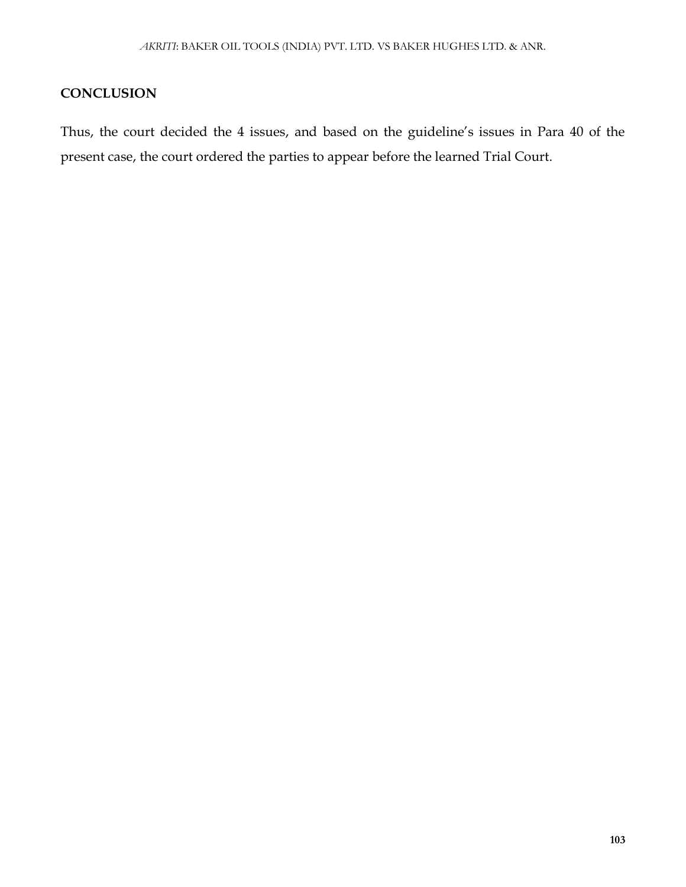## CONCLUSION

Thus, the court decided the 4 issues, and based on the guideline's issues in Para 40 of the present case, the court ordered the parties to appear before the learned Trial Court.